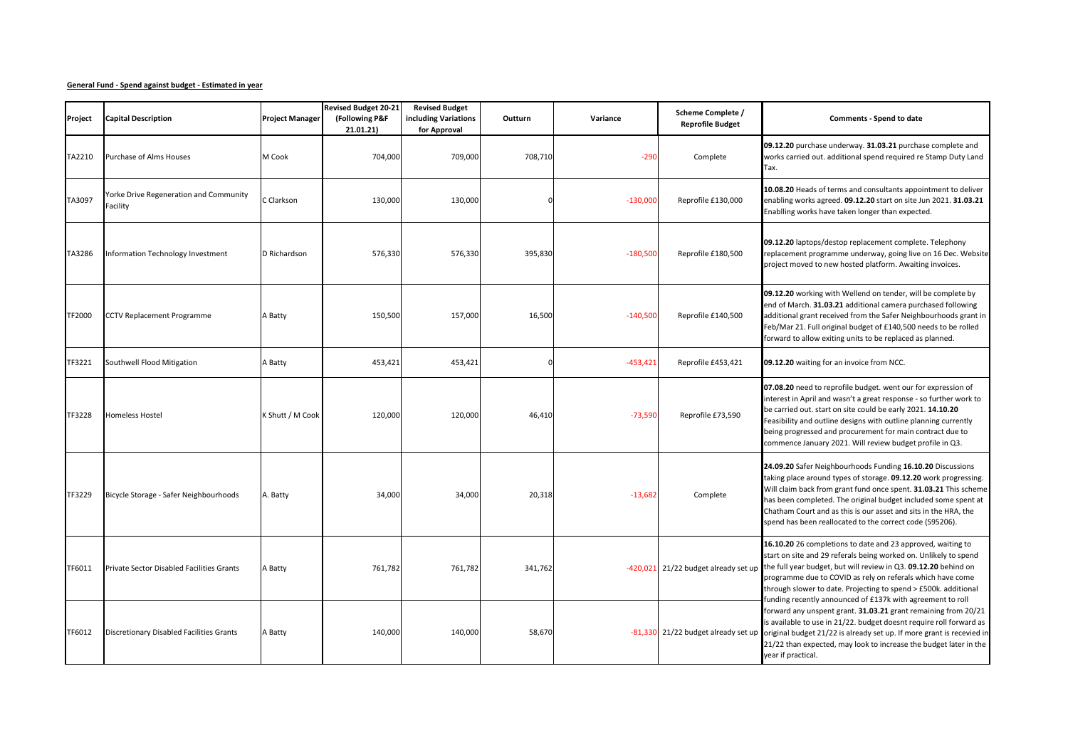**General Fund - Spend against budget - Estimated in year**

| Project | Capital Description | Project Manager | Revised Budget 20-21 (Following P&F 21.01.21) | Revised Budget including Variations for Approval | Outturn | Variance | Scheme Complete / Reprofile Budget | Comments - Spend to date |
|---|---|---|---|---|---|---|---|---|
| TA2210 | Purchase of Alms Houses | M Cook | 704,000 | 709,000 | 708,710 | -290 | Complete | **09.12.20** purchase underway. **31.03.21** purchase complete and works carried out. additional spend required re Stamp Duty Land Tax. |
| TA3097 | Yorke Drive Regeneration and Community Facility | C Clarkson | 130,000 | 130,000 | 0 | -130,000 | Reprofile £130,000 | **10.08.20** Heads of terms and consultants appointment to deliver enabling works agreed. **09.12.20** start on site Jun 2021. **31.03.21** Enablling works have taken longer than expected. |
| TA3286 | Information Technology Investment | D Richardson | 576,330 | 576,330 | 395,830 | -180,500 | Reprofile £180,500 | **09.12.20** laptops/destop replacement complete. Telephony replacement programme underway, going live on 16 Dec. Website project moved to new hosted platform. Awaiting invoices. |
| TF2000 | CCTV Replacement Programme | A Batty | 150,500 | 157,000 | 16,500 | -140,500 | Reprofile £140,500 | **09.12.20** working with Wellend on tender, will be complete by end of March. **31.03.21** additional camera purchased following additional grant received from the Safer Neighbourhoods grant in Feb/Mar 21. Full original budget of £140,500 needs to be rolled forward to allow exiting units to be replaced as planned. |
| TF3221 | Southwell Flood Mitigation | A Batty | 453,421 | 453,421 | 0 | -453,421 | Reprofile £453,421 | **09.12.20** waiting for an invoice from NCC. |
| TF3228 | Homeless Hostel | K Shutt / M Cook | 120,000 | 120,000 | 46,410 | -73,590 | Reprofile £73,590 | **07.08.20** need to reprofile budget. went our for expression of interest in April and wasn't a great response - so further work to be carried out. start on site could be early 2021. **14.10.20** Feasibility and outline designs with outline planning currently being progressed and procurement for main contract due to commence January 2021. Will review budget profile in Q3. |
| TF3229 | Bicycle Storage - Safer Neighbourhoods | A. Batty | 34,000 | 34,000 | 20,318 | -13,682 | Complete | **24.09.20** Safer Neighbourhoods Funding **16.10.20** Discussions taking place around types of storage. **09.12.20** work progressing. Will claim back from grant fund once spent. **31.03.21** This scheme has been completed. The original budget included some spent at Chatham Court and as this is our asset and sits in the HRA, the spend has been reallocated to the correct code (S95206). |
| TF6011 | Private Sector Disabled Facilities Grants | A Batty | 761,782 | 761,782 | 341,762 | -420,021 | 21/22 budget already set up | **16.10.20** 26 completions to date and 23 approved, waiting to start on site and 29 referals being worked on. Unlikely to spend the full year budget, but will review in Q3. **09.12.20** behind on programme due to COVID as rely on referals which have come through slower to date. Projecting to spend > £500k. additional funding recently announced of £137k with agreement to roll forward any unspent grant. **31.03.21** grant remaining from 20/21 is available to use in 21/22. budget doesnt require roll forward as original budget 21/22 is already set up. If more grant is recevied in 21/22 than expected, may look to increase the budget later in the year if practical. |
| TF6012 | Discretionary Disabled Facilities Grants | A Batty | 140,000 | 140,000 | 58,670 | -81,330 | 21/22 budget already set up | |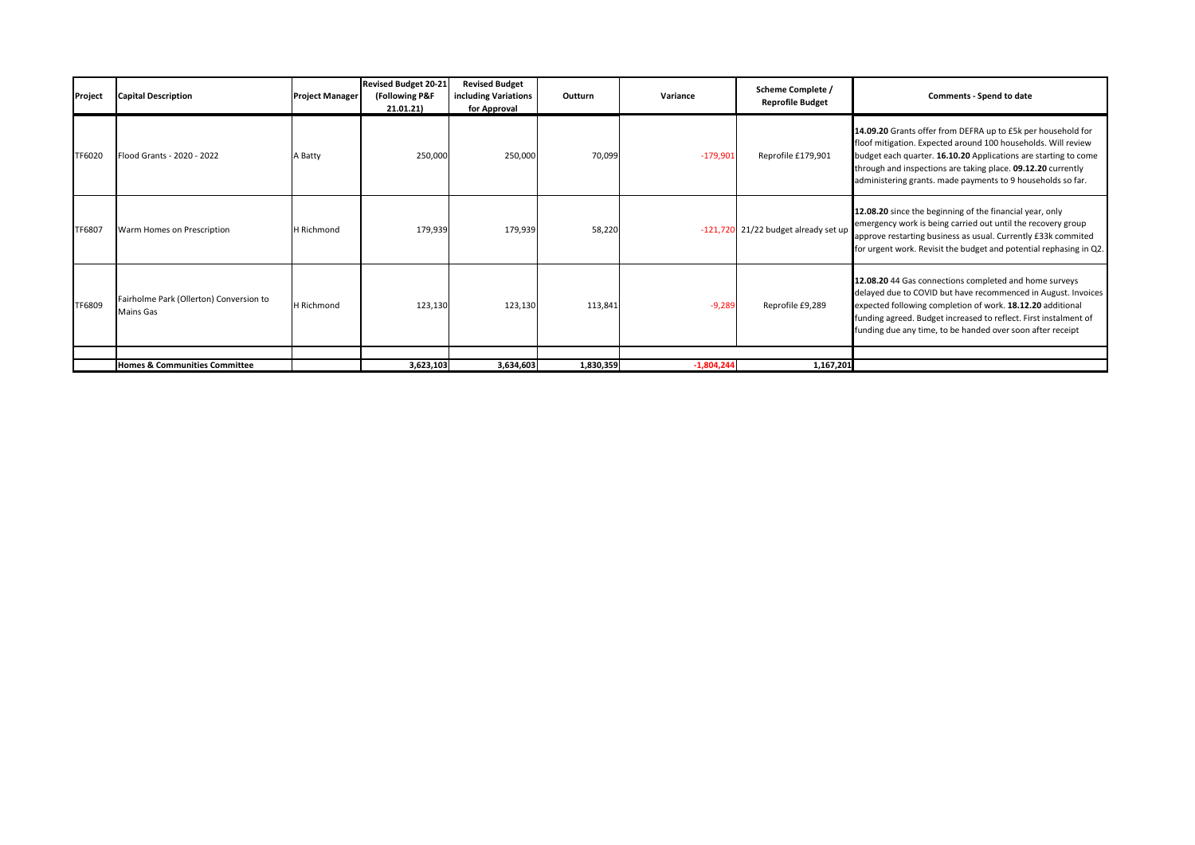| Project | Capital Description | Project Manager | Revised Budget 20-21 (Following P&F 21.01.21) | Revised Budget including Variations for Approval | Outturn | Variance | Scheme Complete / Reprofile Budget | Comments - Spend to date |
|---|---|---|---|---|---|---|---|---|
| TF6020 | Flood Grants - 2020 - 2022 | A Batty | 250,000 | 250,000 | 70,099 | -179,901 | Reprofile £179,901 | **14.09.20** Grants offer from DEFRA up to £5k per household for floof mitigation. Expected around 100 households. Will review budget each quarter. **16.10.20** Applications are starting to come through and inspections are taking place. **09.12.20** currently administering grants. made payments to 9 households so far. |
| TF6807 | Warm Homes on Prescription | H Richmond | 179,939 | 179,939 | 58,220 | -121,720 | 21/22 budget already set up | **12.08.20** since the beginning of the financial year, only emergency work is being carried out until the recovery group approve restarting business as usual. Currently £33k commited for urgent work. Revisit the budget and potential rephasing in Q2. |
| TF6809 | Fairholme Park (Ollerton) Conversion to Mains Gas | H Richmond | 123,130 | 123,130 | 113,841 | -9,289 | Reprofile £9,289 | **12.08.20** 44 Gas connections completed and home surveys delayed due to COVID but have recommenced in August. Invoices expected following completion of work. **18.12.20** additional funding agreed. Budget increased to reflect. First instalment of funding due any time, to be handed over soon after receipt |
| | | | | | | | | |
| | **Homes & Communities Committee** | | **3,623,103** | **3,634,603** | **1,830,359** | **-1,804,244** | **1,167,201** | |